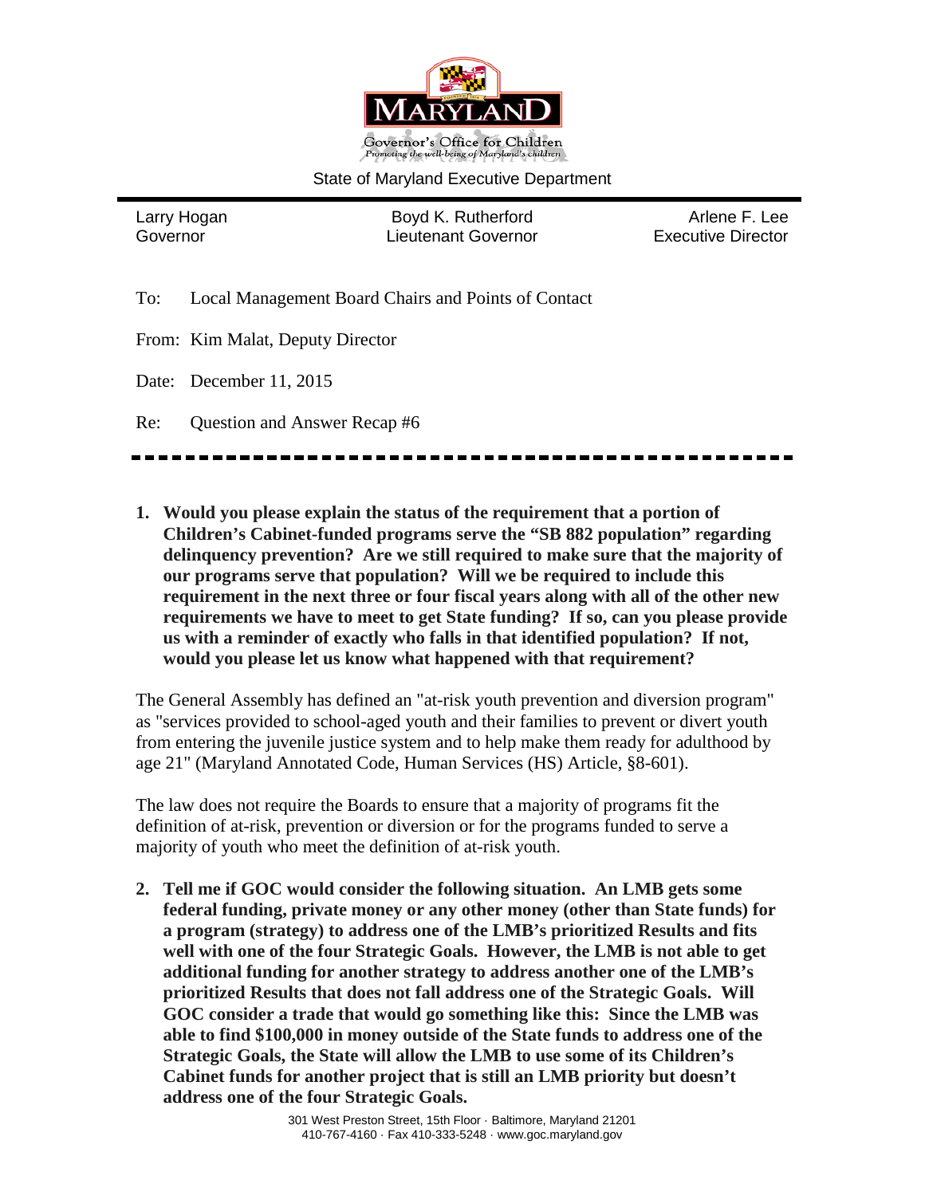Governor's Office for Children
*Promoting the well-being of Maryland's children*

State of Maryland Executive Department

| Larry Hogan | Boyd K. Rutherford | Arlene F. Lee |
|---|---|---|
| Governor | Lieutenant Governor | Executive Director |

To: Local Management Board Chairs and Points of Contact

From: Kim Malat, Deputy Director

Date: December 11, 2015

Re: Question and Answer Recap #6

---

1. **Would you please explain the status of the requirement that a portion of Children's Cabinet-funded programs serve the "SB 882 population" regarding delinquency prevention? Are we still required to make sure that the majority of our programs serve that population? Will we be required to include this requirement in the next three or four fiscal years along with all of the other new requirements we have to meet to get State funding? If so, can you please provide us with a reminder of exactly who falls in that identified population? If not, would you please let us know what happened with that requirement?**

The General Assembly has defined an "at-risk youth prevention and diversion program" as "services provided to school-aged youth and their families to prevent or divert youth from entering the juvenile justice system and to help make them ready for adulthood by age 21" (Maryland Annotated Code, Human Services (HS) Article, §8-601).

The law does not require the Boards to ensure that a majority of programs fit the definition of at-risk, prevention or diversion or for the programs funded to serve a majority of youth who meet the definition of at-risk youth.

2. **Tell me if GOC would consider the following situation. An LMB gets some federal funding, private money or any other money (other than State funds) for a program (strategy) to address one of the LMB's prioritized Results and fits well with one of the four Strategic Goals. However, the LMB is not able to get additional funding for another strategy to address another one of the LMB's prioritized Results that does not fall address one of the Strategic Goals. Will GOC consider a trade that would go something like this: Since the LMB was able to find $100,000 in money outside of the State funds to address one of the Strategic Goals, the State will allow the LMB to use some of its Children's Cabinet funds for another project that is still an LMB priority but doesn't address one of the four Strategic Goals.**

301 West Preston Street, 15th Floor · Baltimore, Maryland 21201
410-767-4160 · Fax 410-333-5248 · www.goc.maryland.gov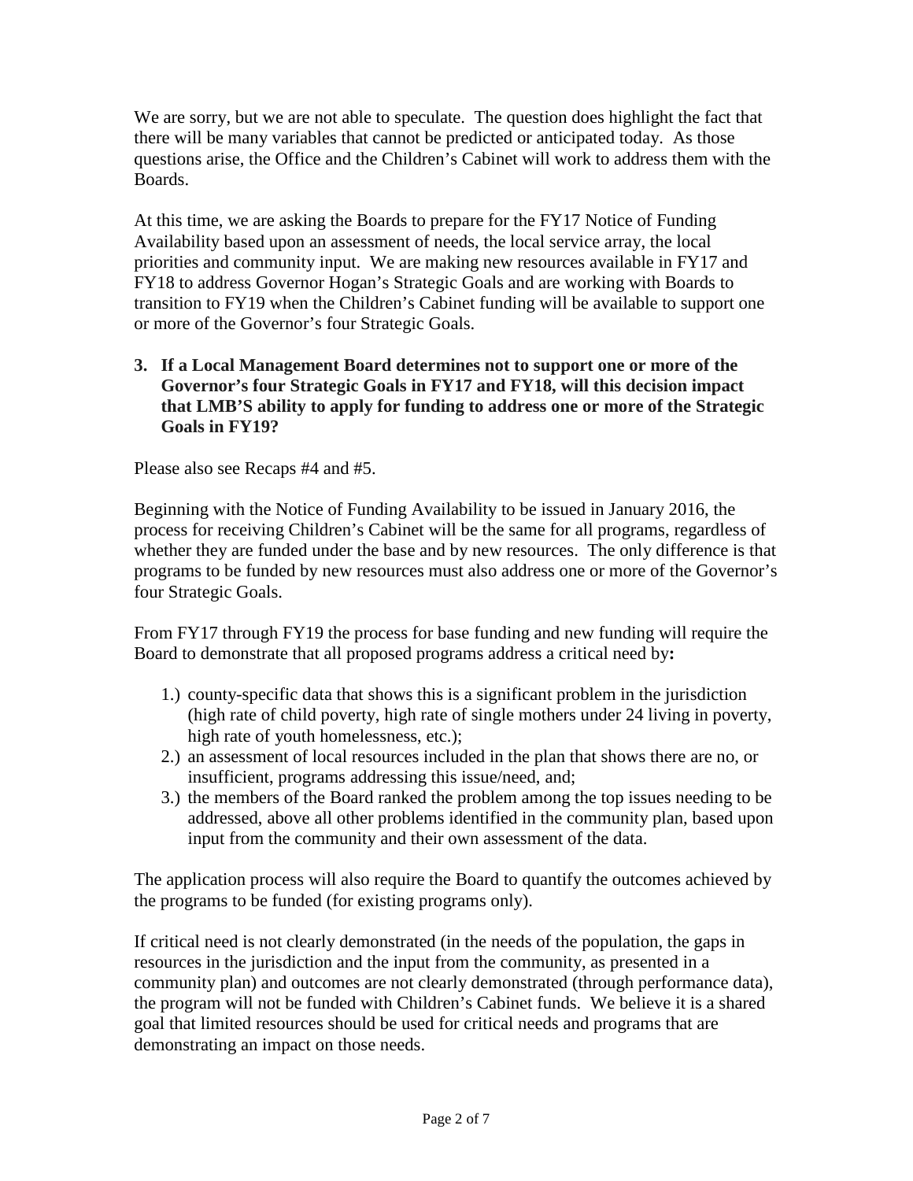We are sorry, but we are not able to speculate. The question does highlight the fact that there will be many variables that cannot be predicted or anticipated today. As those questions arise, the Office and the Children's Cabinet will work to address them with the Boards.

At this time, we are asking the Boards to prepare for the FY17 Notice of Funding Availability based upon an assessment of needs, the local service array, the local priorities and community input. We are making new resources available in FY17 and FY18 to address Governor Hogan's Strategic Goals and are working with Boards to transition to FY19 when the Children's Cabinet funding will be available to support one or more of the Governor's four Strategic Goals.

**3. If a Local Management Board determines not to support one or more of the Governor's four Strategic Goals in FY17 and FY18, will this decision impact that LMB'S ability to apply for funding to address one or more of the Strategic Goals in FY19?**

Please also see Recaps #4 and #5.

Beginning with the Notice of Funding Availability to be issued in January 2016, the process for receiving Children's Cabinet will be the same for all programs, regardless of whether they are funded under the base and by new resources. The only difference is that programs to be funded by new resources must also address one or more of the Governor's four Strategic Goals.

From FY17 through FY19 the process for base funding and new funding will require the Board to demonstrate that all proposed programs address a critical need by**:**

1.) county-specific data that shows this is a significant problem in the jurisdiction (high rate of child poverty, high rate of single mothers under 24 living in poverty, high rate of youth homelessness, etc.);
2.) an assessment of local resources included in the plan that shows there are no, or insufficient, programs addressing this issue/need, and;
3.) the members of the Board ranked the problem among the top issues needing to be addressed, above all other problems identified in the community plan, based upon input from the community and their own assessment of the data.

The application process will also require the Board to quantify the outcomes achieved by the programs to be funded (for existing programs only).

If critical need is not clearly demonstrated (in the needs of the population, the gaps in resources in the jurisdiction and the input from the community, as presented in a community plan) and outcomes are not clearly demonstrated (through performance data), the program will not be funded with Children's Cabinet funds. We believe it is a shared goal that limited resources should be used for critical needs and programs that are demonstrating an impact on those needs.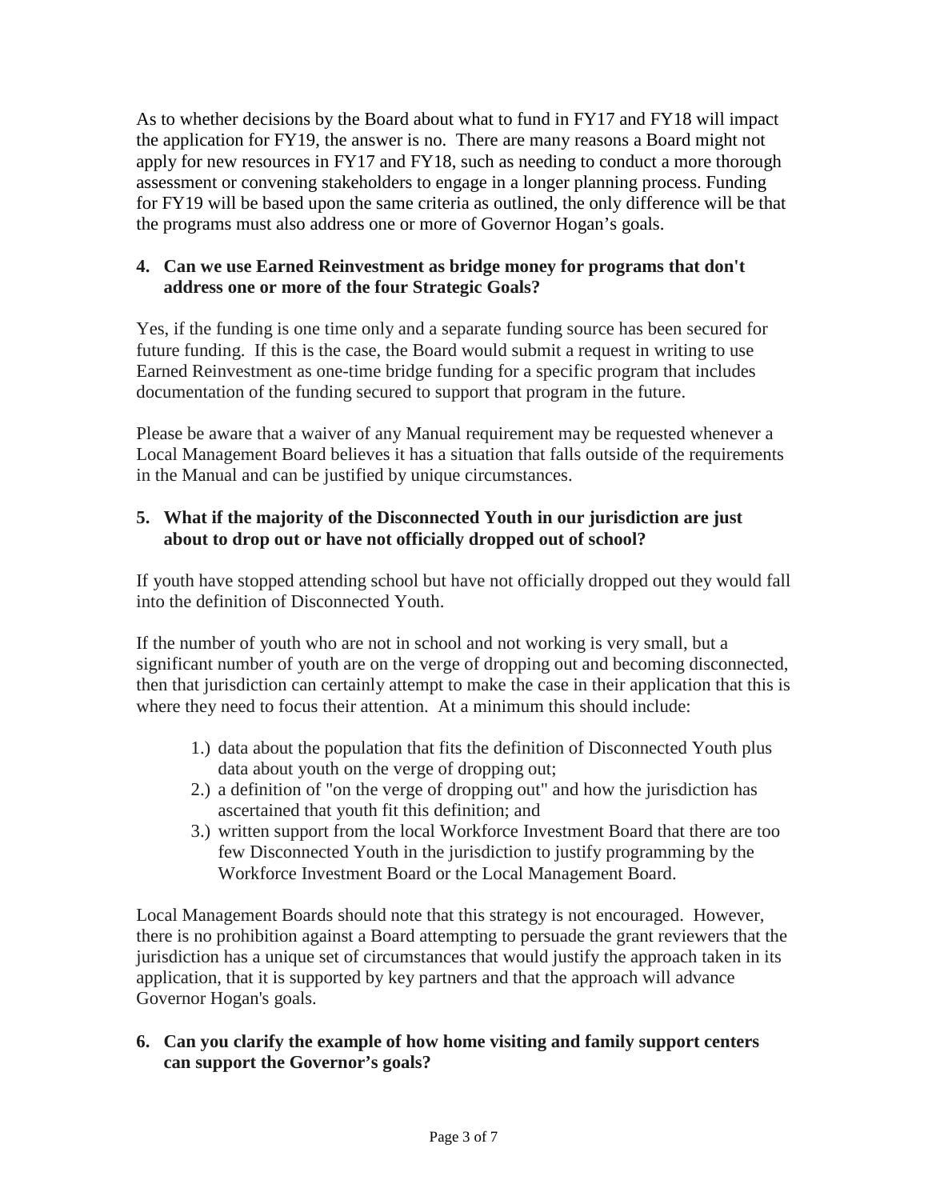As to whether decisions by the Board about what to fund in FY17 and FY18 will impact the application for FY19, the answer is no. There are many reasons a Board might not apply for new resources in FY17 and FY18, such as needing to conduct a more thorough assessment or convening stakeholders to engage in a longer planning process. Funding for FY19 will be based upon the same criteria as outlined, the only difference will be that the programs must also address one or more of Governor Hogan's goals.

**4. Can we use Earned Reinvestment as bridge money for programs that don't address one or more of the four Strategic Goals?**

Yes, if the funding is one time only and a separate funding source has been secured for future funding. If this is the case, the Board would submit a request in writing to use Earned Reinvestment as one-time bridge funding for a specific program that includes documentation of the funding secured to support that program in the future.

Please be aware that a waiver of any Manual requirement may be requested whenever a Local Management Board believes it has a situation that falls outside of the requirements in the Manual and can be justified by unique circumstances.

**5. What if the majority of the Disconnected Youth in our jurisdiction are just about to drop out or have not officially dropped out of school?**

If youth have stopped attending school but have not officially dropped out they would fall into the definition of Disconnected Youth.

If the number of youth who are not in school and not working is very small, but a significant number of youth are on the verge of dropping out and becoming disconnected, then that jurisdiction can certainly attempt to make the case in their application that this is where they need to focus their attention. At a minimum this should include:

1.) data about the population that fits the definition of Disconnected Youth plus data about youth on the verge of dropping out;
2.) a definition of "on the verge of dropping out" and how the jurisdiction has ascertained that youth fit this definition; and
3.) written support from the local Workforce Investment Board that there are too few Disconnected Youth in the jurisdiction to justify programming by the Workforce Investment Board or the Local Management Board.

Local Management Boards should note that this strategy is not encouraged. However, there is no prohibition against a Board attempting to persuade the grant reviewers that the jurisdiction has a unique set of circumstances that would justify the approach taken in its application, that it is supported by key partners and that the approach will advance Governor Hogan's goals.

**6. Can you clarify the example of how home visiting and family support centers can support the Governor's goals?**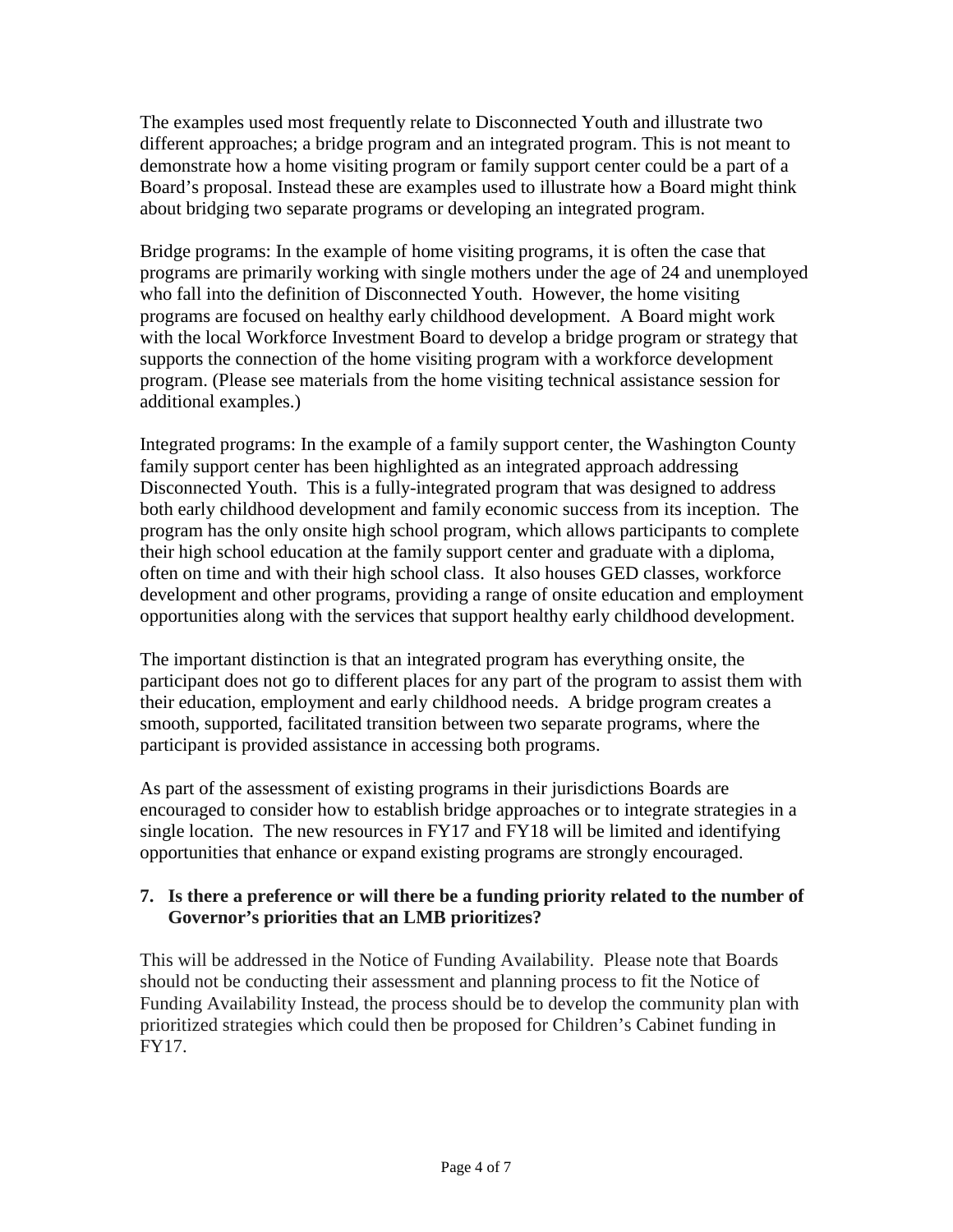The examples used most frequently relate to Disconnected Youth and illustrate two different approaches; a bridge program and an integrated program. This is not meant to demonstrate how a home visiting program or family support center could be a part of a Board's proposal. Instead these are examples used to illustrate how a Board might think about bridging two separate programs or developing an integrated program.

Bridge programs: In the example of home visiting programs, it is often the case that programs are primarily working with single mothers under the age of 24 and unemployed who fall into the definition of Disconnected Youth. However, the home visiting programs are focused on healthy early childhood development. A Board might work with the local Workforce Investment Board to develop a bridge program or strategy that supports the connection of the home visiting program with a workforce development program. (Please see materials from the home visiting technical assistance session for additional examples.)

Integrated programs: In the example of a family support center, the Washington County family support center has been highlighted as an integrated approach addressing Disconnected Youth. This is a fully-integrated program that was designed to address both early childhood development and family economic success from its inception. The program has the only onsite high school program, which allows participants to complete their high school education at the family support center and graduate with a diploma, often on time and with their high school class. It also houses GED classes, workforce development and other programs, providing a range of onsite education and employment opportunities along with the services that support healthy early childhood development.

The important distinction is that an integrated program has everything onsite, the participant does not go to different places for any part of the program to assist them with their education, employment and early childhood needs. A bridge program creates a smooth, supported, facilitated transition between two separate programs, where the participant is provided assistance in accessing both programs.

As part of the assessment of existing programs in their jurisdictions Boards are encouraged to consider how to establish bridge approaches or to integrate strategies in a single location. The new resources in FY17 and FY18 will be limited and identifying opportunities that enhance or expand existing programs are strongly encouraged.

**7. Is there a preference or will there be a funding priority related to the number of Governor's priorities that an LMB prioritizes?**

This will be addressed in the Notice of Funding Availability. Please note that Boards should not be conducting their assessment and planning process to fit the Notice of Funding Availability Instead, the process should be to develop the community plan with prioritized strategies which could then be proposed for Children's Cabinet funding in FY17.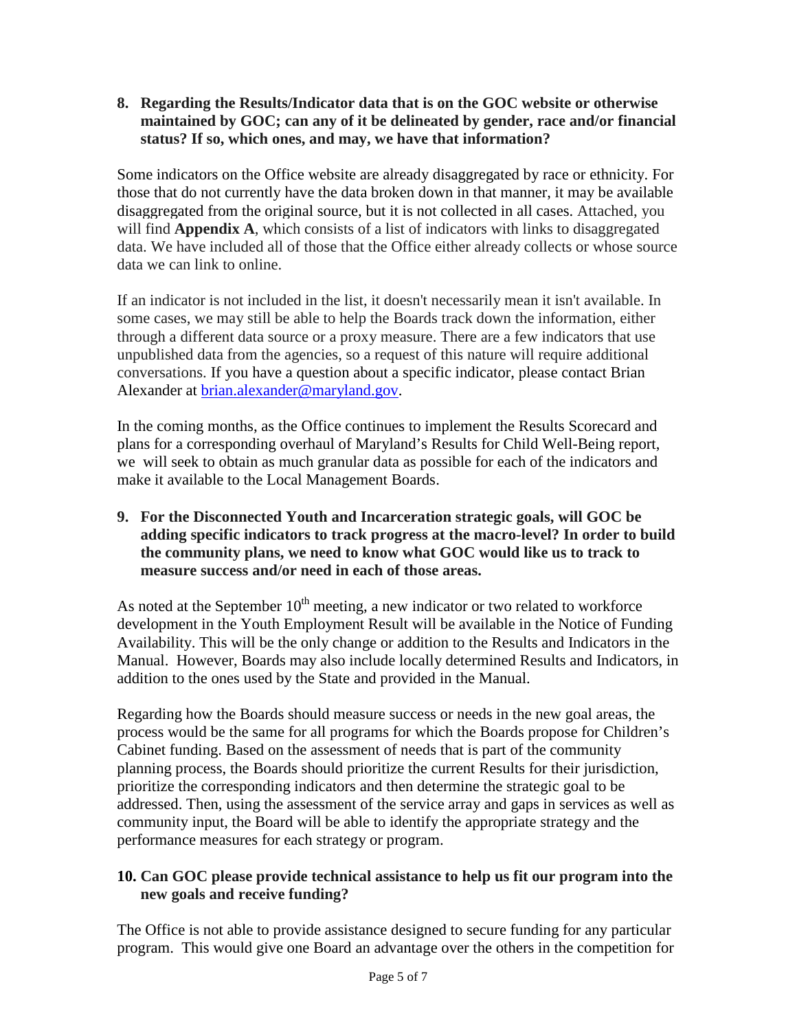**8. Regarding the Results/Indicator data that is on the GOC website or otherwise maintained by GOC; can any of it be delineated by gender, race and/or financial status? If so, which ones, and may, we have that information?**

Some indicators on the Office website are already disaggregated by race or ethnicity. For those that do not currently have the data broken down in that manner, it may be available disaggregated from the original source, but it is not collected in all cases. Attached, you will find **Appendix A**, which consists of a list of indicators with links to disaggregated data. We have included all of those that the Office either already collects or whose source data we can link to online.

If an indicator is not included in the list, it doesn't necessarily mean it isn't available. In some cases, we may still be able to help the Boards track down the information, either through a different data source or a proxy measure. There are a few indicators that use unpublished data from the agencies, so a request of this nature will require additional conversations. If you have a question about a specific indicator, please contact Brian Alexander at [brian.alexander@maryland.gov](mailto:brian.alexander@maryland.gov).

In the coming months, as the Office continues to implement the Results Scorecard and plans for a corresponding overhaul of Maryland's Results for Child Well-Being report, we will seek to obtain as much granular data as possible for each of the indicators and make it available to the Local Management Boards.

**9. For the Disconnected Youth and Incarceration strategic goals, will GOC be adding specific indicators to track progress at the macro-level? In order to build the community plans, we need to know what GOC would like us to track to measure success and/or need in each of those areas.**

As noted at the September 10th meeting, a new indicator or two related to workforce development in the Youth Employment Result will be available in the Notice of Funding Availability. This will be the only change or addition to the Results and Indicators in the Manual. However, Boards may also include locally determined Results and Indicators, in addition to the ones used by the State and provided in the Manual.

Regarding how the Boards should measure success or needs in the new goal areas, the process would be the same for all programs for which the Boards propose for Children's Cabinet funding. Based on the assessment of needs that is part of the community planning process, the Boards should prioritize the current Results for their jurisdiction, prioritize the corresponding indicators and then determine the strategic goal to be addressed. Then, using the assessment of the service array and gaps in services as well as community input, the Board will be able to identify the appropriate strategy and the performance measures for each strategy or program.

**10. Can GOC please provide technical assistance to help us fit our program into the new goals and receive funding?**

The Office is not able to provide assistance designed to secure funding for any particular program. This would give one Board an advantage over the others in the competition for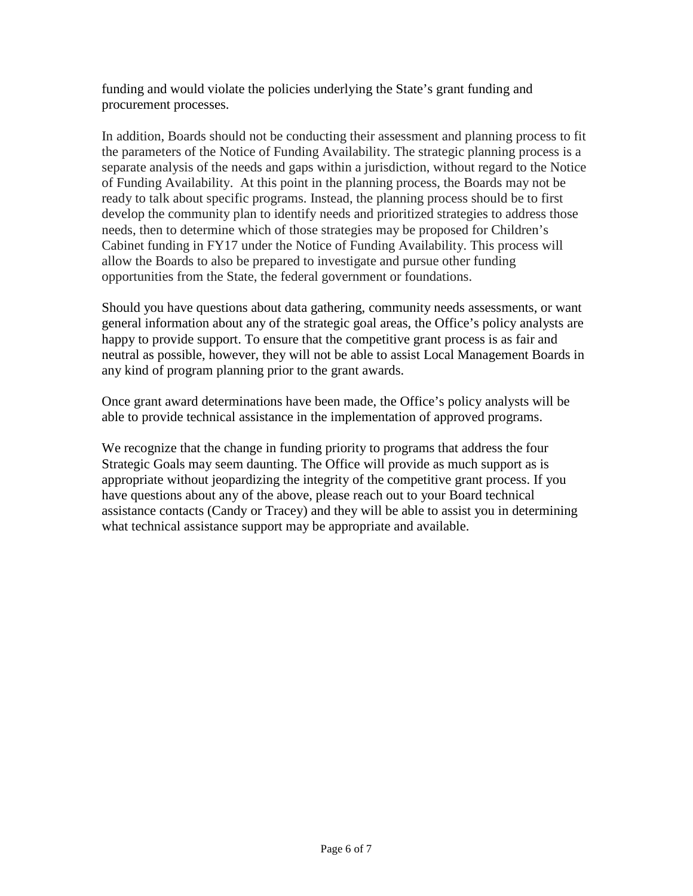funding and would violate the policies underlying the State's grant funding and procurement processes.

In addition, Boards should not be conducting their assessment and planning process to fit the parameters of the Notice of Funding Availability. The strategic planning process is a separate analysis of the needs and gaps within a jurisdiction, without regard to the Notice of Funding Availability. At this point in the planning process, the Boards may not be ready to talk about specific programs. Instead, the planning process should be to first develop the community plan to identify needs and prioritized strategies to address those needs, then to determine which of those strategies may be proposed for Children's Cabinet funding in FY17 under the Notice of Funding Availability. This process will allow the Boards to also be prepared to investigate and pursue other funding opportunities from the State, the federal government or foundations.

Should you have questions about data gathering, community needs assessments, or want general information about any of the strategic goal areas, the Office's policy analysts are happy to provide support. To ensure that the competitive grant process is as fair and neutral as possible, however, they will not be able to assist Local Management Boards in any kind of program planning prior to the grant awards.

Once grant award determinations have been made, the Office's policy analysts will be able to provide technical assistance in the implementation of approved programs.

We recognize that the change in funding priority to programs that address the four Strategic Goals may seem daunting. The Office will provide as much support as is appropriate without jeopardizing the integrity of the competitive grant process. If you have questions about any of the above, please reach out to your Board technical assistance contacts (Candy or Tracey) and they will be able to assist you in determining what technical assistance support may be appropriate and available.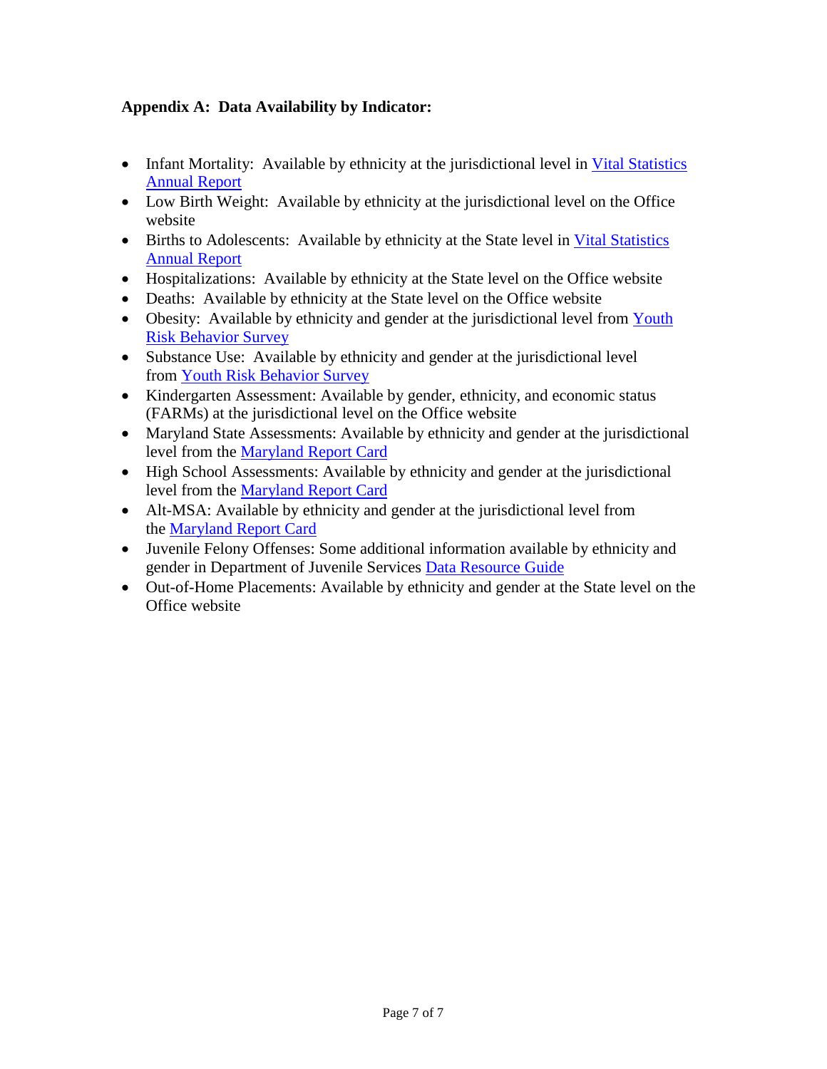**Appendix A: Data Availability by Indicator:**

- Infant Mortality: Available by ethnicity at the jurisdictional level in Vital Statistics Annual Report
- Low Birth Weight: Available by ethnicity at the jurisdictional level on the Office website
- Births to Adolescents: Available by ethnicity at the State level in Vital Statistics Annual Report
- Hospitalizations: Available by ethnicity at the State level on the Office website
- Deaths: Available by ethnicity at the State level on the Office website
- Obesity: Available by ethnicity and gender at the jurisdictional level from Youth Risk Behavior Survey
- Substance Use: Available by ethnicity and gender at the jurisdictional level from Youth Risk Behavior Survey
- Kindergarten Assessment: Available by gender, ethnicity, and economic status (FARMs) at the jurisdictional level on the Office website
- Maryland State Assessments: Available by ethnicity and gender at the jurisdictional level from the Maryland Report Card
- High School Assessments: Available by ethnicity and gender at the jurisdictional level from the Maryland Report Card
- Alt-MSA: Available by ethnicity and gender at the jurisdictional level from the Maryland Report Card
- Juvenile Felony Offenses: Some additional information available by ethnicity and gender in Department of Juvenile Services Data Resource Guide
- Out-of-Home Placements: Available by ethnicity and gender at the State level on the Office website